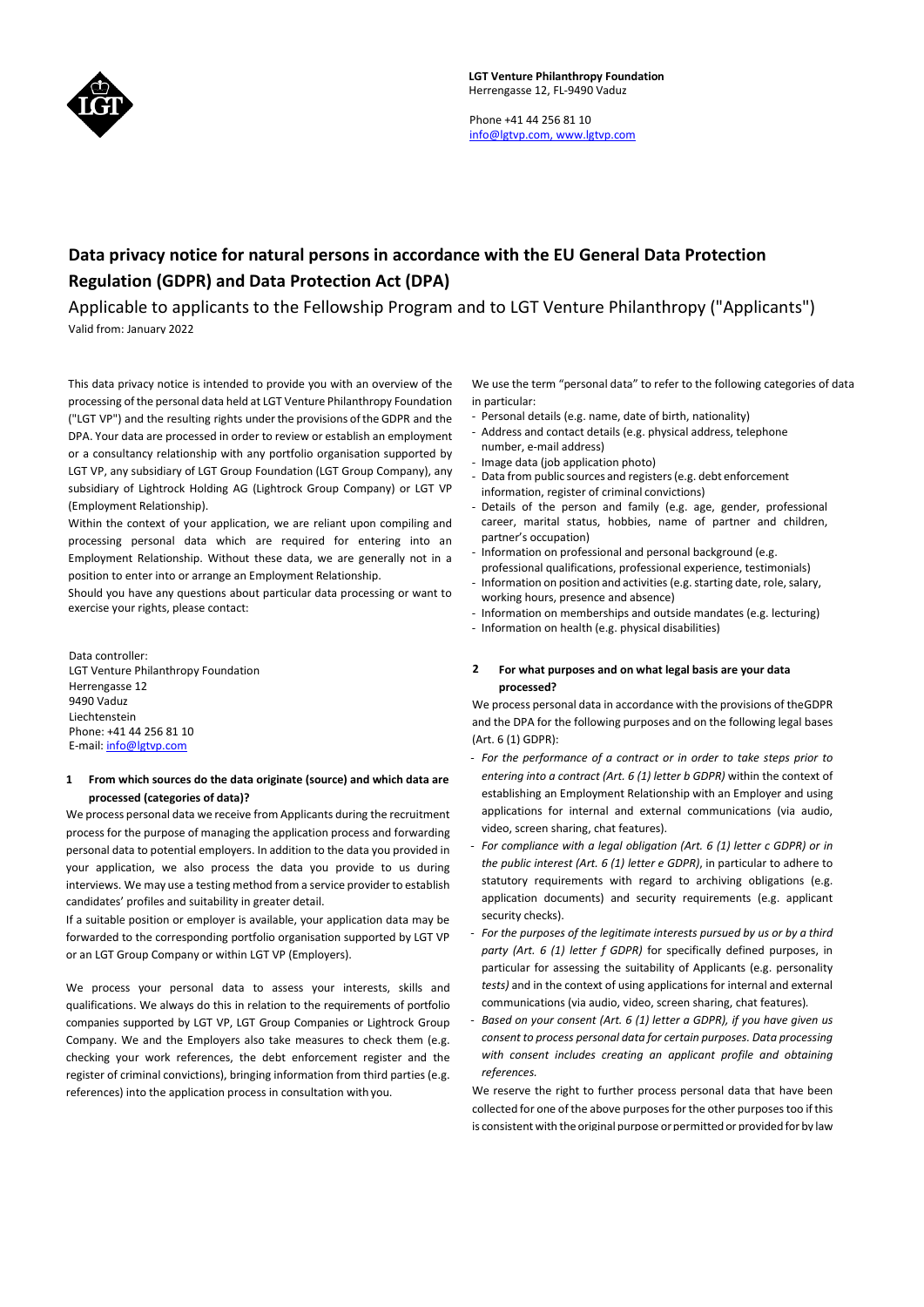**LGT Venture Philanthropy Foundation**
Herrengasse 12, FL-9490 Vaduz

Phone +41 44 256 81 10
info@lgtvp.com, www.lgtvp.com

# Data privacy notice for natural persons in accordance with the EU General Data Protection Regulation (GDPR) and Data Protection Act (DPA)

Applicable to applicants to the Fellowship Program and to LGT Venture Philanthropy ("Applicants")

Valid from: January 2022

This data privacy notice is intended to provide you with an overview of the processing of the personal data held at LGT Venture Philanthropy Foundation ("LGT VP") and the resulting rights under the provisions of the GDPR and the DPA. Your data are processed in order to review or establish an employment or a consultancy relationship with any portfolio organisation supported by LGT VP, any subsidiary of LGT Group Foundation (LGT Group Company), any subsidiary of Lightrock Holding AG (Lightrock Group Company) or LGT VP (Employment Relationship).

Within the context of your application, we are reliant upon compiling and processing personal data which are required for entering into an Employment Relationship. Without these data, we are generally not in a position to enter into or arrange an Employment Relationship.

Should you have any questions about particular data processing or want to exercise your rights, please contact:

Data controller:
LGT Venture Philanthropy Foundation
Herrengasse 12
9490 Vaduz
Liechtenstein
Phone: +41 44 256 81 10
E-mail: info@lgtvp.com

## 1 From which sources do the data originate (source) and which data are processed (categories of data)?

We process personal data we receive from Applicants during the recruitment process for the purpose of managing the application process and forwarding personal data to potential employers. In addition to the data you provided in your application, we also process the data you provide to us during interviews. We may use a testing method from a service provider to establish candidates' profiles and suitability in greater detail.

If a suitable position or employer is available, your application data may be forwarded to the corresponding portfolio organisation supported by LGT VP or an LGT Group Company or within LGT VP (Employers).

We process your personal data to assess your interests, skills and qualifications. We always do this in relation to the requirements of portfolio companies supported by LGT VP, LGT Group Companies or Lightrock Group Company. We and the Employers also take measures to check them (e.g. checking your work references, the debt enforcement register and the register of criminal convictions), bringing information from third parties (e.g. references) into the application process in consultation with you.

We use the term "personal data" to refer to the following categories of data in particular:

- Personal details (e.g. name, date of birth, nationality)
- Address and contact details (e.g. physical address, telephone number, e-mail address)
- Image data (job application photo)
- Data from public sources and registers (e.g. debt enforcement information, register of criminal convictions)
- Details of the person and family (e.g. age, gender, professional career, marital status, hobbies, name of partner and children, partner's occupation)
- Information on professional and personal background (e.g. professional qualifications, professional experience, testimonials)
- Information on position and activities (e.g. starting date, role, salary, working hours, presence and absence)
- Information on memberships and outside mandates (e.g. lecturing)
- Information on health (e.g. physical disabilities)

## 2 For what purposes and on what legal basis are your data processed?

We process personal data in accordance with the provisions of theGDPR and the DPA for the following purposes and on the following legal bases (Art. 6 (1) GDPR):

- *For the performance of a contract or in order to take steps prior to entering into a contract (Art. 6 (1) letter b GDPR)* within the context of establishing an Employment Relationship with an Employer and using applications for internal and external communications (via audio, video, screen sharing, chat features).
- *For compliance with a legal obligation (Art. 6 (1) letter c GDPR) or in the public interest (Art. 6 (1) letter e GDPR)*, in particular to adhere to statutory requirements with regard to archiving obligations (e.g. application documents) and security requirements (e.g. applicant security checks).
- *For the purposes of the legitimate interests pursued by us or by a third party (Art. 6 (1) letter f GDPR)* for specifically defined purposes, in particular for assessing the suitability of Applicants (e.g. personality *tests)* and in the context of using applications for internal and external communications (via audio, video, screen sharing, chat features).
- *Based on your consent (Art. 6 (1) letter a GDPR), if you have given us consent to process personal data for certain purposes. Data processing with consent includes creating an applicant profile and obtaining references.*

We reserve the right to further process personal data that have been collected for one of the above purposes for the other purposes too if this is consistent with the original purpose or permitted or provided for by law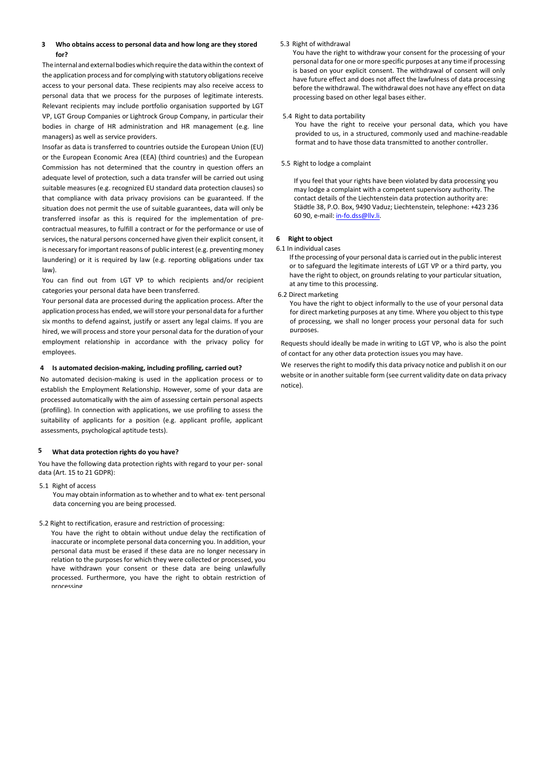## 3 Who obtains access to personal data and how long are they stored for?

The internal and external bodies which require the data within the context of the application process and for complying with statutory obligations receive access to your personal data. These recipients may also receive access to personal data that we process for the purposes of legitimate interests. Relevant recipients may include portfolio organisation supported by LGT VP, LGT Group Companies or Lightrock Group Company, in particular their bodies in charge of HR administration and HR management (e.g. line managers) as well as service providers.

Insofar as data is transferred to countries outside the European Union (EU) or the European Economic Area (EEA) (third countries) and the European Commission has not determined that the country in question offers an adequate level of protection, such a data transfer will be carried out using suitable measures (e.g. recognized EU standard data protection clauses) so that compliance with data privacy provisions can be guaranteed. If the situation does not permit the use of suitable guarantees, data will only be transferred insofar as this is required for the implementation of pre-contractual measures, to fulfill a contract or for the performance or use of services, the natural persons concerned have given their explicit consent, it is necessary for important reasons of public interest (e.g. preventing money laundering) or it is required by law (e.g. reporting obligations under tax law).

You can find out from LGT VP to which recipients and/or recipient categories your personal data have been transferred.

Your personal data are processed during the application process. After the application process has ended, we will store your personal data for a further six months to defend against, justify or assert any legal claims. If you are hired, we will process and store your personal data for the duration of your employment relationship in accordance with the privacy policy for employees.

## 4 Is automated decision-making, including profiling, carried out?

No automated decision-making is used in the application process or to establish the Employment Relationship. However, some of your data are processed automatically with the aim of assessing certain personal aspects (profiling). In connection with applications, we use profiling to assess the suitability of applicants for a position (e.g. applicant profile, applicant assessments, psychological aptitude tests).

## 5 What data protection rights do you have?

You have the following data protection rights with regard to your per- sonal data (Art. 15 to 21 GDPR):

5.1 Right of access

You may obtain information as to whether and to what ex- tent personal data concerning you are being processed.

5.2 Right to rectification, erasure and restriction of processing:

You have the right to obtain without undue delay the rectification of inaccurate or incomplete personal data concerning you. In addition, your personal data must be erased if these data are no longer necessary in relation to the purposes for which they were collected or processed, you have withdrawn your consent or these data are being unlawfully processed. Furthermore, you have the right to obtain restriction of processing.

5.3 Right of withdrawal

You have the right to withdraw your consent for the processing of your personal data for one or more specific purposes at any time if processing is based on your explicit consent. The withdrawal of consent will only have future effect and does not affect the lawfulness of data processing before the withdrawal. The withdrawal does not have any effect on data processing based on other legal bases either.

5.4 Right to data portability

You have the right to receive your personal data, which you have provided to us, in a structured, commonly used and machine-readable format and to have those data transmitted to another controller.

5.5 Right to lodge a complaint

If you feel that your rights have been violated by data processing you may lodge a complaint with a competent supervisory authority. The contact details of the Liechtenstein data protection authority are: Städtle 38, P.O. Box, 9490 Vaduz; Liechtenstein, telephone: +423 236 60 90, e-mail: in-fo.dss@llv.li.

## 6 Right to object

6.1 In individual cases

If the processing of your personal data is carried out in the public interest or to safeguard the legitimate interests of LGT VP or a third party, you have the right to object, on grounds relating to your particular situation, at any time to this processing.

6.2 Direct marketing

You have the right to object informally to the use of your personal data for direct marketing purposes at any time. Where you object to this type of processing, we shall no longer process your personal data for such purposes.

Requests should ideally be made in writing to LGT VP, who is also the point of contact for any other data protection issues you may have.

We reserves the right to modify this data privacy notice and publish it on our website or in another suitable form (see current validity date on data privacy notice).